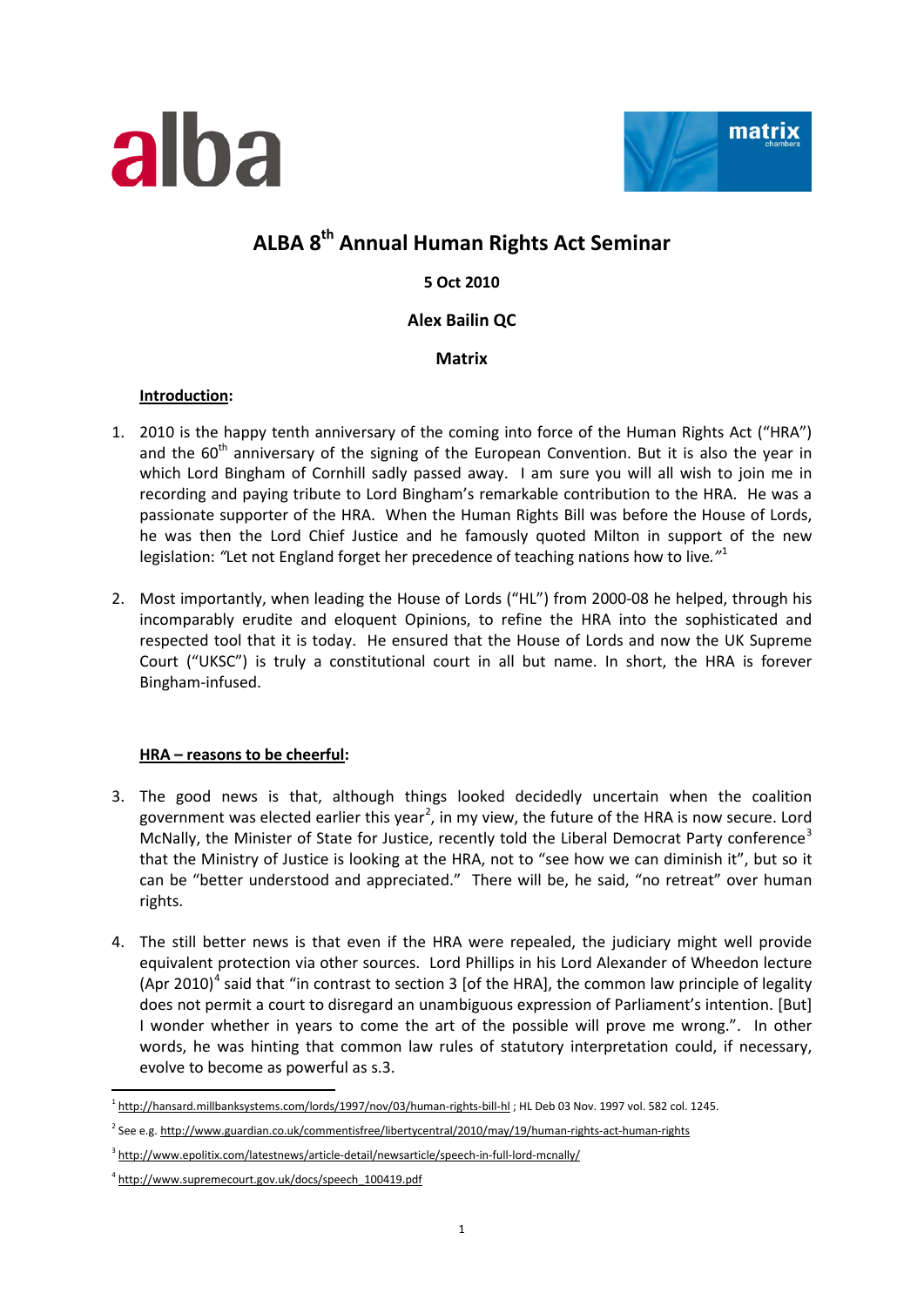# ALBA 8th Annual Human Rights Act Seminar

**5 Oct 2010**

**Alex Bailin QC**

**Matrix**

**Introduction:**

1. 2010 is the happy tenth anniversary of the coming into force of the Human Rights Act ("HRA") and the 60th anniversary of the signing of the European Convention. But it is also the year in which Lord Bingham of Cornhill sadly passed away. I am sure you will all wish to join me in recording and paying tribute to Lord Bingham's remarkable contribution to the HRA. He was a passionate supporter of the HRA. When the Human Rights Bill was before the House of Lords, he was then the Lord Chief Justice and he famously quoted Milton in support of the new legislation: *"Let not England forget her precedence of teaching nations how to live."*[1]

2. Most importantly, when leading the House of Lords ("HL") from 2000-08 he helped, through his incomparably erudite and eloquent Opinions, to refine the HRA into the sophisticated and respected tool that it is today. He ensured that the House of Lords and now the UK Supreme Court ("UKSC") is truly a constitutional court in all but name. In short, the HRA is forever Bingham-infused.

**HRA – reasons to be cheerful:**

3. The good news is that, although things looked decidedly uncertain when the coalition government was elected earlier this year[2], in my view, the future of the HRA is now secure. Lord McNally, the Minister of State for Justice, recently told the Liberal Democrat Party conference[3] that the Ministry of Justice is looking at the HRA, not to "see how we can diminish it", but so it can be "better understood and appreciated." There will be, he said, "no retreat" over human rights.

4. The still better news is that even if the HRA were repealed, the judiciary might well provide equivalent protection via other sources. Lord Phillips in his Lord Alexander of Wheedon lecture (Apr 2010)[4] said that "in contrast to section 3 [of the HRA], the common law principle of legality does not permit a court to disregard an unambiguous expression of Parliament's intention. [But] I wonder whether in years to come the art of the possible will prove me wrong.". In other words, he was hinting that common law rules of statutory interpretation could, if necessary, evolve to become as powerful as s.3.

---

[1] http://hansard.millbanksystems.com/lords/1997/nov/03/human-rights-bill-hl ; HL Deb 03 Nov. 1997 vol. 582 col. 1245.

[2] See e.g. http://www.guardian.co.uk/commentisfree/libertycentral/2010/may/19/human-rights-act-human-rights

[3] http://www.epolitix.com/latestnews/article-detail/newsarticle/speech-in-full-lord-mcnally/

[4] http://www.supremecourt.gov.uk/docs/speech_100419.pdf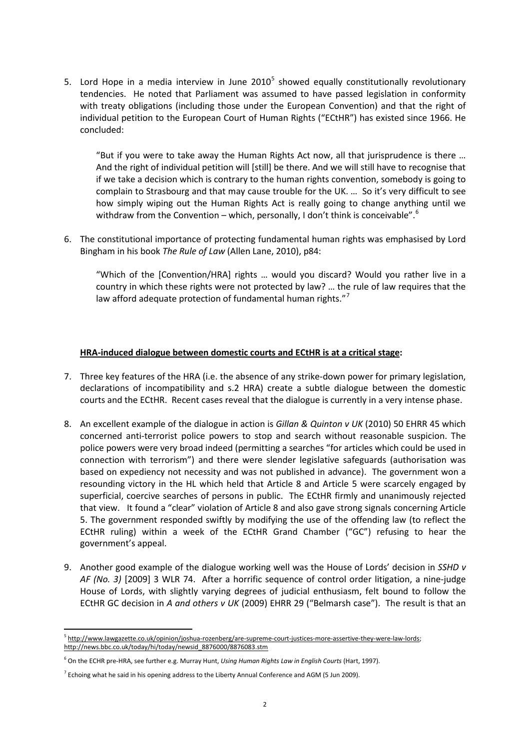5. Lord Hope in a media interview in June 2010[5] showed equally constitutionally revolutionary tendencies. He noted that Parliament was assumed to have passed legislation in conformity with treaty obligations (including those under the European Convention) and that the right of individual petition to the European Court of Human Rights ("ECtHR") has existed since 1966. He concluded:

   "But if you were to take away the Human Rights Act now, all that jurisprudence is there … And the right of individual petition will [still] be there. And we will still have to recognise that if we take a decision which is contrary to the human rights convention, somebody is going to complain to Strasbourg and that may cause trouble for the UK. … So it's very difficult to see how simply wiping out the Human Rights Act is really going to change anything until we withdraw from the Convention – which, personally, I don't think is conceivable".[6]

6. The constitutional importance of protecting fundamental human rights was emphasised by Lord Bingham in his book *The Rule of Law* (Allen Lane, 2010), p84:

   "Which of the [Convention/HRA] rights … would you discard? Would you rather live in a country in which these rights were not protected by law? … the rule of law requires that the law afford adequate protection of fundamental human rights."[7]

**HRA-induced dialogue between domestic courts and ECtHR is at a critical stage:**

7. Three key features of the HRA (i.e. the absence of any strike-down power for primary legislation, declarations of incompatibility and s.2 HRA) create a subtle dialogue between the domestic courts and the ECtHR. Recent cases reveal that the dialogue is currently in a very intense phase.

8. An excellent example of the dialogue in action is *Gillan & Quinton v UK* (2010) 50 EHRR 45 which concerned anti-terrorist police powers to stop and search without reasonable suspicion. The police powers were very broad indeed (permitting a searches "for articles which could be used in connection with terrorism") and there were slender legislative safeguards (authorisation was based on expediency not necessity and was not published in advance). The government won a resounding victory in the HL which held that Article 8 and Article 5 were scarcely engaged by superficial, coercive searches of persons in public. The ECtHR firmly and unanimously rejected that view. It found a "clear" violation of Article 8 and also gave strong signals concerning Article 5. The government responded swiftly by modifying the use of the offending law (to reflect the ECtHR ruling) within a week of the ECtHR Grand Chamber ("GC") refusing to hear the government's appeal.

9. Another good example of the dialogue working well was the House of Lords' decision in *SSHD v AF (No. 3)* [2009] 3 WLR 74. After a horrific sequence of control order litigation, a nine-judge House of Lords, with slightly varying degrees of judicial enthusiasm, felt bound to follow the ECtHR GC decision in *A and others v UK* (2009) EHRR 29 ("Belmarsh case"). The result is that an

---

[5] http://www.lawgazette.co.uk/opinion/joshua-rozenberg/are-supreme-court-justices-more-assertive-they-were-law-lords; http://news.bbc.co.uk/today/hi/today/newsid_8876000/8876083.stm

[6] On the ECHR pre-HRA, see further e.g. Murray Hunt, *Using Human Rights Law in English Courts* (Hart, 1997).

[7] Echoing what he said in his opening address to the Liberty Annual Conference and AGM (5 Jun 2009).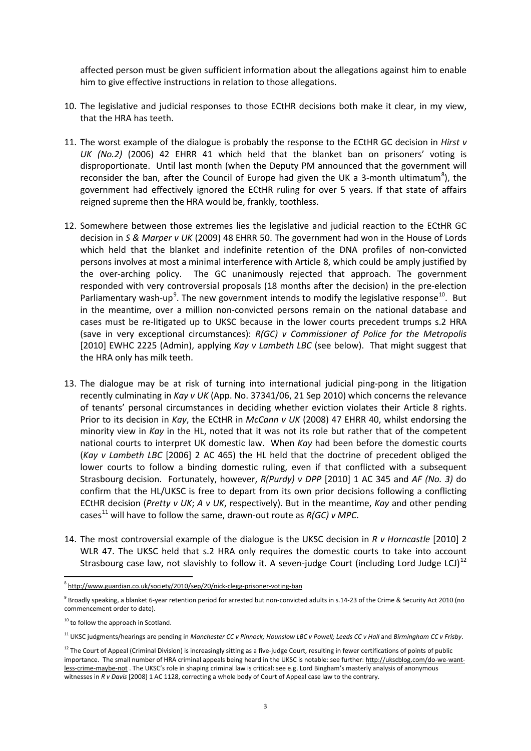affected person must be given sufficient information about the allegations against him to enable him to give effective instructions in relation to those allegations.

10. The legislative and judicial responses to those ECtHR decisions both make it clear, in my view, that the HRA has teeth.

11. The worst example of the dialogue is probably the response to the ECtHR GC decision in *Hirst v UK (No.2)* (2006) 42 EHRR 41 which held that the blanket ban on prisoners' voting is disproportionate. Until last month (when the Deputy PM announced that the government will reconsider the ban, after the Council of Europe had given the UK a 3-month ultimatum[8]), the government had effectively ignored the ECtHR ruling for over 5 years. If that state of affairs reigned supreme then the HRA would be, frankly, toothless.

12. Somewhere between those extremes lies the legislative and judicial reaction to the ECtHR GC decision in *S & Marper v UK* (2009) 48 EHRR 50. The government had won in the House of Lords which held that the blanket and indefinite retention of the DNA profiles of non-convicted persons involves at most a minimal interference with Article 8, which could be amply justified by the over-arching policy. The GC unanimously rejected that approach. The government responded with very controversial proposals (18 months after the decision) in the pre-election Parliamentary wash-up[9]. The new government intends to modify the legislative response[10]. But in the meantime, over a million non-convicted persons remain on the national database and cases must be re-litigated up to UKSC because in the lower courts precedent trumps s.2 HRA (save in very exceptional circumstances): *R(GC) v Commissioner of Police for the Metropolis* [2010] EWHC 2225 (Admin), applying *Kay v Lambeth LBC* (see below). That might suggest that the HRA only has milk teeth.

13. The dialogue may be at risk of turning into international judicial ping-pong in the litigation recently culminating in *Kay v UK* (App. No. 37341/06, 21 Sep 2010) which concerns the relevance of tenants' personal circumstances in deciding whether eviction violates their Article 8 rights. Prior to its decision in *Kay*, the ECtHR in *McCann v UK* (2008) 47 EHRR 40, whilst endorsing the minority view in *Kay* in the HL, noted that it was not its role but rather that of the competent national courts to interpret UK domestic law. When *Kay* had been before the domestic courts (*Kay v Lambeth LBC* [2006] 2 AC 465) the HL held that the doctrine of precedent obliged the lower courts to follow a binding domestic ruling, even if that conflicted with a subsequent Strasbourg decision. Fortunately, however, *R(Purdy) v DPP* [2010] 1 AC 345 and *AF (No. 3)* do confirm that the HL/UKSC is free to depart from its own prior decisions following a conflicting ECtHR decision (*Pretty v UK*; *A v UK*, respectively). But in the meantime, *Kay* and other pending cases[11] will have to follow the same, drawn-out route as *R(GC) v MPC*.

14. The most controversial example of the dialogue is the UKSC decision in *R v Horncastle* [2010] 2 WLR 47. The UKSC held that s.2 HRA only requires the domestic courts to take into account Strasbourg case law, not slavishly to follow it. A seven-judge Court (including Lord Judge LCJ)[12]

---

[8] http://www.guardian.co.uk/society/2010/sep/20/nick-clegg-prisoner-voting-ban

[9] Broadly speaking, a blanket 6-year retention period for arrested but non-convicted adults in s.14-23 of the Crime & Security Act 2010 (no commencement order to date).

[10] to follow the approach in Scotland.

[11] UKSC judgments/hearings are pending in *Manchester CC v Pinnock; Hounslow LBC v Powell; Leeds CC v Hall* and *Birmingham CC v Frisby*.

[12] The Court of Appeal (Criminal Division) is increasingly sitting as a five-judge Court, resulting in fewer certifications of points of public importance. The small number of HRA criminal appeals being heard in the UKSC is notable: see further: http://ukscblog.com/do-we-want-less-crime-maybe-not . The UKSC's role in shaping criminal law is critical: see e.g. Lord Bingham's masterly analysis of anonymous witnesses in *R v Davis* [2008] 1 AC 1128, correcting a whole body of Court of Appeal case law to the contrary.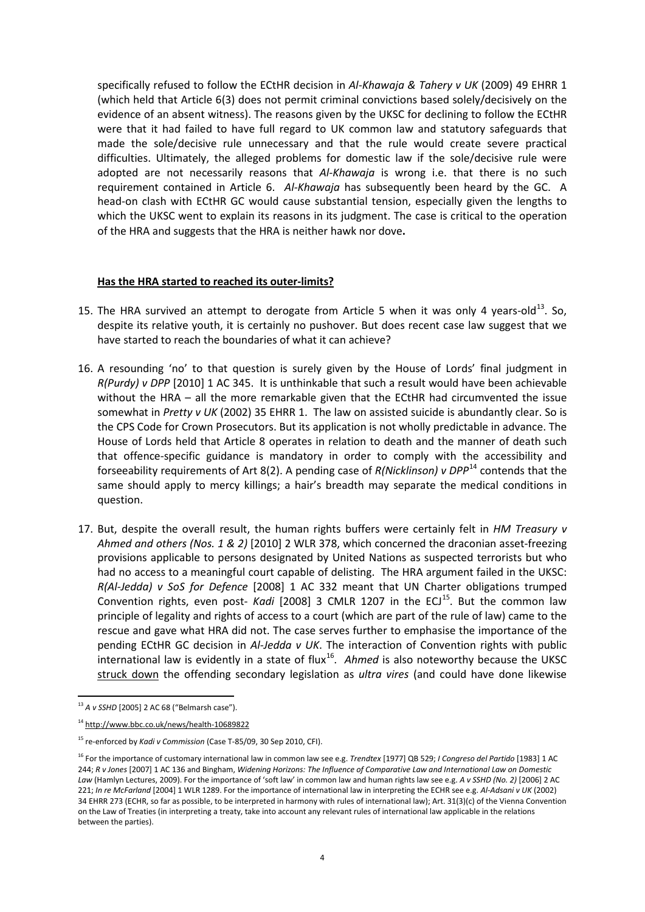specifically refused to follow the ECtHR decision in *Al-Khawaja & Tahery v UK* (2009) 49 EHRR 1 (which held that Article 6(3) does not permit criminal convictions based solely/decisively on the evidence of an absent witness). The reasons given by the UKSC for declining to follow the ECtHR were that it had failed to have full regard to UK common law and statutory safeguards that made the sole/decisive rule unnecessary and that the rule would create severe practical difficulties. Ultimately, the alleged problems for domestic law if the sole/decisive rule were adopted are not necessarily reasons that *Al-Khawaja* is wrong i.e. that there is no such requirement contained in Article 6. *Al-Khawaja* has subsequently been heard by the GC. A head-on clash with ECtHR GC would cause substantial tension, especially given the lengths to which the UKSC went to explain its reasons in its judgment. The case is critical to the operation of the HRA and suggests that the HRA is neither hawk nor dove**.**

**<u>Has the HRA started to reached its outer-limits?</u>**

15. The HRA survived an attempt to derogate from Article 5 when it was only 4 years-old[13]. So, despite its relative youth, it is certainly no pushover. But does recent case law suggest that we have started to reach the boundaries of what it can achieve?

16. A resounding 'no' to that question is surely given by the House of Lords' final judgment in *R(Purdy) v DPP* [2010] 1 AC 345. It is unthinkable that such a result would have been achievable without the HRA – all the more remarkable given that the ECtHR had circumvented the issue somewhat in *Pretty v UK* (2002) 35 EHRR 1. The law on assisted suicide is abundantly clear. So is the CPS Code for Crown Prosecutors. But its application is not wholly predictable in advance. The House of Lords held that Article 8 operates in relation to death and the manner of death such that offence-specific guidance is mandatory in order to comply with the accessibility and forseeability requirements of Art 8(2). A pending case of *R(Nicklinson) v DPP*[14] contends that the same should apply to mercy killings; a hair's breadth may separate the medical conditions in question.

17. But, despite the overall result, the human rights buffers were certainly felt in *HM Treasury v Ahmed and others (Nos. 1 & 2)* [2010] 2 WLR 378, which concerned the draconian asset-freezing provisions applicable to persons designated by United Nations as suspected terrorists but who had no access to a meaningful court capable of delisting. The HRA argument failed in the UKSC: *R(Al-Jedda) v SoS for Defence* [2008] 1 AC 332 meant that UN Charter obligations trumped Convention rights, even post- *Kadi* [2008] 3 CMLR 1207 in the ECJ[15]. But the common law principle of legality and rights of access to a court (which are part of the rule of law) came to the rescue and gave what HRA did not. The case serves further to emphasise the importance of the pending ECtHR GC decision in *Al-Jedda v UK*. The interaction of Convention rights with public international law is evidently in a state of flux[16]. *Ahmed* is also noteworthy because the UKSC <u>struck down</u> the offending secondary legislation as *ultra vires* (and could have done likewise

---

[13] *A v SSHD* [2005] 2 AC 68 ("Belmarsh case").

[14] http://www.bbc.co.uk/news/health-10689822

[15] re-enforced by *Kadi v Commission* (Case T-85/09, 30 Sep 2010, CFI).

[16] For the importance of customary international law in common law see e.g. *Trendtex* [1977] QB 529; *I Congreso del Partido* [1983] 1 AC 244; *R v Jones* [2007] 1 AC 136 and Bingham, *Widening Horizons: The Influence of Comparative Law and International Law on Domestic Law* (Hamlyn Lectures, 2009). For the importance of 'soft law' in common law and human rights law see e.g. *A v SSHD (No. 2)* [2006] 2 AC 221; *In re McFarland* [2004] 1 WLR 1289. For the importance of international law in interpreting the ECHR see e.g. *Al-Adsani v UK* (2002) 34 EHRR 273 (ECHR, so far as possible, to be interpreted in harmony with rules of international law); Art. 31(3)(c) of the Vienna Convention on the Law of Treaties (in interpreting a treaty, take into account any relevant rules of international law applicable in the relations between the parties).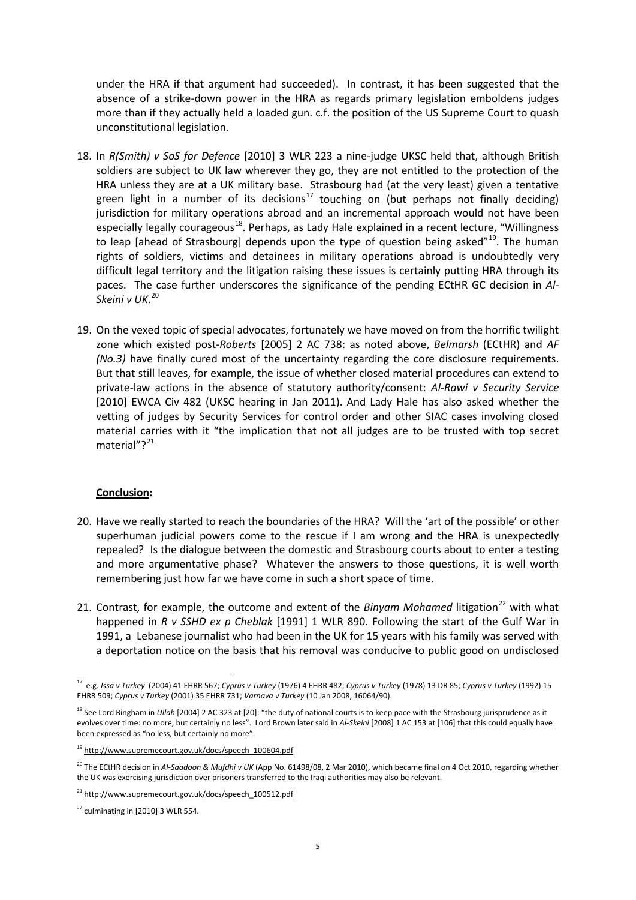under the HRA if that argument had succeeded). In contrast, it has been suggested that the absence of a strike-down power in the HRA as regards primary legislation emboldens judges more than if they actually held a loaded gun. c.f. the position of the US Supreme Court to quash unconstitutional legislation.

18. In *R(Smith) v SoS for Defence* [2010] 3 WLR 223 a nine-judge UKSC held that, although British soldiers are subject to UK law wherever they go, they are not entitled to the protection of the HRA unless they are at a UK military base. Strasbourg had (at the very least) given a tentative green light in a number of its decisions[17] touching on (but perhaps not finally deciding) jurisdiction for military operations abroad and an incremental approach would not have been especially legally courageous[18]. Perhaps, as Lady Hale explained in a recent lecture, "Willingness to leap [ahead of Strasbourg] depends upon the type of question being asked"[19]. The human rights of soldiers, victims and detainees in military operations abroad is undoubtedly very difficult legal territory and the litigation raising these issues is certainly putting HRA through its paces. The case further underscores the significance of the pending ECtHR GC decision in *Al-Skeini v UK*.[20]

19. On the vexed topic of special advocates, fortunately we have moved on from the horrific twilight zone which existed post-*Roberts* [2005] 2 AC 738: as noted above, *Belmarsh* (ECtHR) and *AF (No.3)* have finally cured most of the uncertainty regarding the core disclosure requirements. But that still leaves, for example, the issue of whether closed material procedures can extend to private-law actions in the absence of statutory authority/consent: *Al-Rawi v Security Service* [2010] EWCA Civ 482 (UKSC hearing in Jan 2011). And Lady Hale has also asked whether the vetting of judges by Security Services for control order and other SIAC cases involving closed material carries with it "the implication that not all judges are to be trusted with top secret material"?[21]

## Conclusion:

20. Have we really started to reach the boundaries of the HRA? Will the 'art of the possible' or other superhuman judicial powers come to the rescue if I am wrong and the HRA is unexpectedly repealed? Is the dialogue between the domestic and Strasbourg courts about to enter a testing and more argumentative phase? Whatever the answers to those questions, it is well worth remembering just how far we have come in such a short space of time.

21. Contrast, for example, the outcome and extent of the *Binyam Mohamed* litigation[22] with what happened in *R v SSHD ex p Cheblak* [1991] 1 WLR 890. Following the start of the Gulf War in 1991, a Lebanese journalist who had been in the UK for 15 years with his family was served with a deportation notice on the basis that his removal was conducive to public good on undisclosed

---

[17] e.g. *Issa v Turkey* (2004) 41 EHRR 567; *Cyprus v Turkey* (1976) 4 EHRR 482; *Cyprus v Turkey* (1978) 13 DR 85; *Cyprus v Turkey* (1992) 15 EHRR 509; *Cyprus v Turkey* (2001) 35 EHRR 731; *Varnava v Turkey* (10 Jan 2008, 16064/90).

[18] See Lord Bingham in *Ullah* [2004] 2 AC 323 at [20]: "the duty of national courts is to keep pace with the Strasbourg jurisprudence as it evolves over time: no more, but certainly no less". Lord Brown later said in *Al-Skeini* [2008] 1 AC 153 at [106] that this could equally have been expressed as "no less, but certainly no more".

[19] http://www.supremecourt.gov.uk/docs/speech_100604.pdf

[20] The ECtHR decision in *Al-Saadoon & Mufdhi v UK* (App No. 61498/08, 2 Mar 2010), which became final on 4 Oct 2010, regarding whether the UK was exercising jurisdiction over prisoners transferred to the Iraqi authorities may also be relevant.

[21] http://www.supremecourt.gov.uk/docs/speech_100512.pdf

[22] culminating in [2010] 3 WLR 554.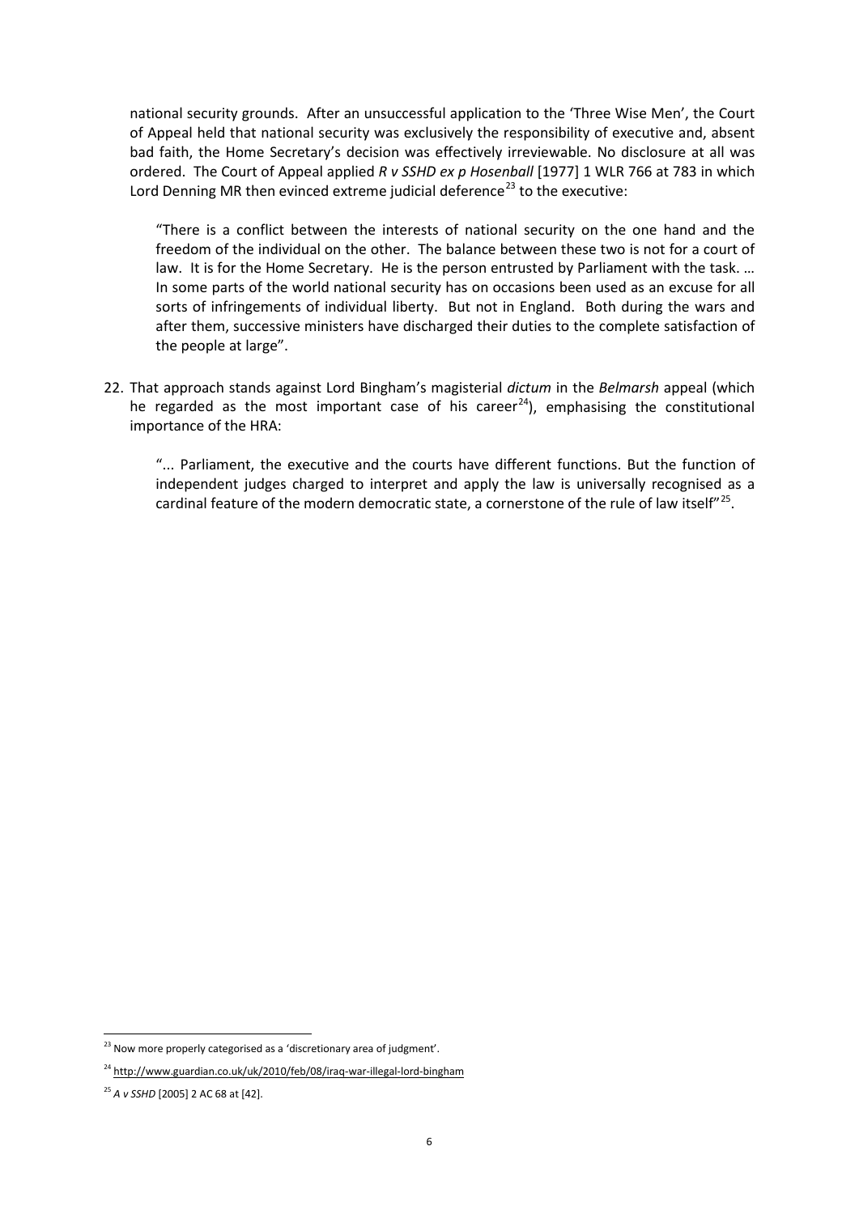national security grounds. After an unsuccessful application to the 'Three Wise Men', the Court of Appeal held that national security was exclusively the responsibility of executive and, absent bad faith, the Home Secretary's decision was effectively irreviewable. No disclosure at all was ordered. The Court of Appeal applied *R v SSHD ex p Hosenball* [1977] 1 WLR 766 at 783 in which Lord Denning MR then evinced extreme judicial deference[23] to the executive:

> "There is a conflict between the interests of national security on the one hand and the freedom of the individual on the other. The balance between these two is not for a court of law. It is for the Home Secretary. He is the person entrusted by Parliament with the task. … In some parts of the world national security has on occasions been used as an excuse for all sorts of infringements of individual liberty. But not in England. Both during the wars and after them, successive ministers have discharged their duties to the complete satisfaction of the people at large".

22. That approach stands against Lord Bingham's magisterial *dictum* in the *Belmarsh* appeal (which he regarded as the most important case of his career[24]), emphasising the constitutional importance of the HRA:

> "... Parliament, the executive and the courts have different functions. But the function of independent judges charged to interpret and apply the law is universally recognised as a cardinal feature of the modern democratic state, a cornerstone of the rule of law itself"[25].

---

[23] Now more properly categorised as a 'discretionary area of judgment'.

[24] http://www.guardian.co.uk/uk/2010/feb/08/iraq-war-illegal-lord-bingham

[25] *A v SSHD* [2005] 2 AC 68 at [42].